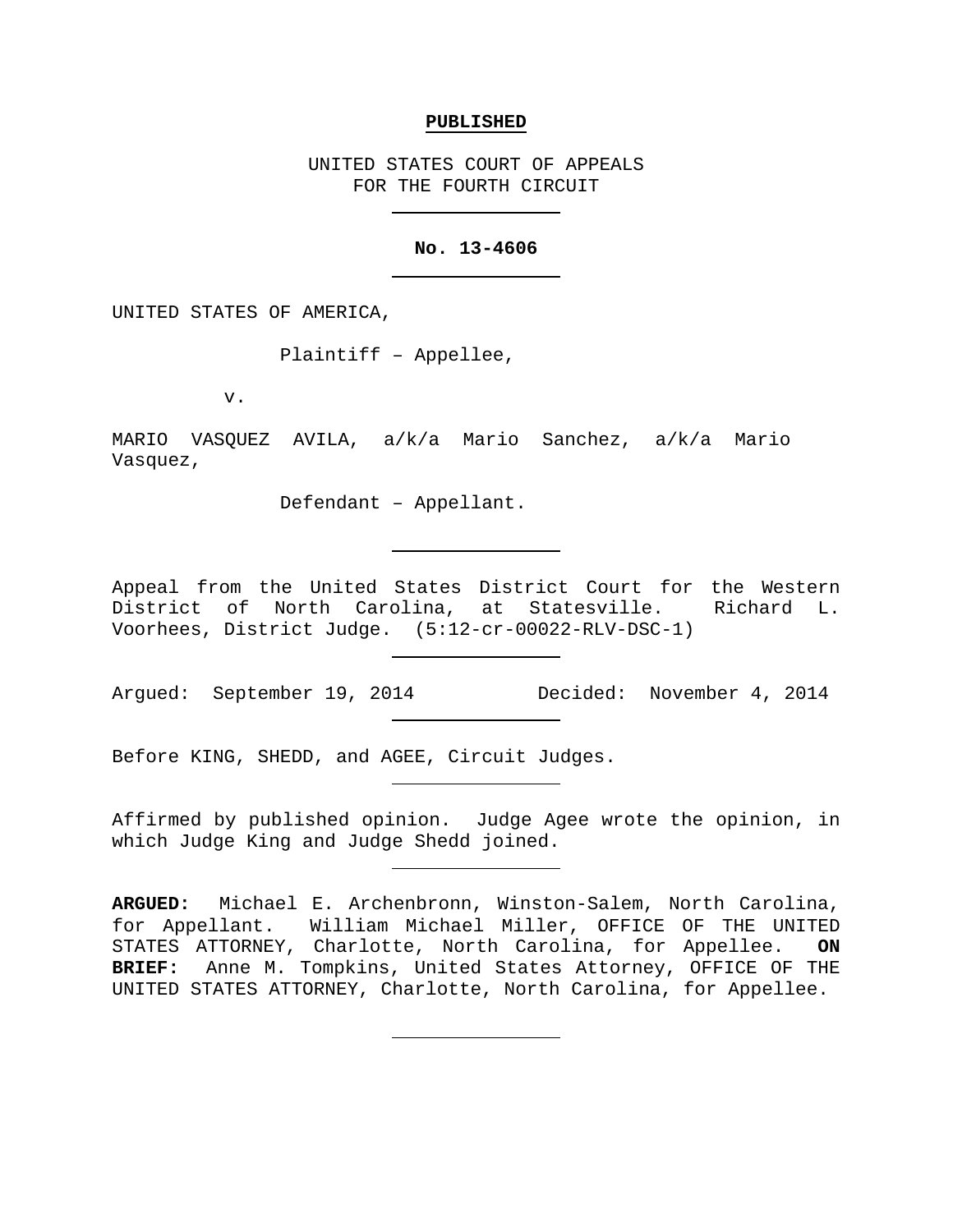**PUBLISHED**

UNITED STATES COURT OF APPEALS
FOR THE FOURTH CIRCUIT

---

**No. 13-4606**

---

UNITED STATES OF AMERICA,

Plaintiff – Appellee,

v.

MARIO VASQUEZ AVILA, a/k/a Mario Sanchez, a/k/a Mario Vasquez,

Defendant – Appellant.

---

Appeal from the United States District Court for the Western District of North Carolina, at Statesville. Richard L. Voorhees, District Judge. (5:12-cr-00022-RLV-DSC-1)

---

Argued: September 19, 2014 Decided: November 4, 2014

---

Before KING, SHEDD, and AGEE, Circuit Judges.

---

Affirmed by published opinion. Judge Agee wrote the opinion, in which Judge King and Judge Shedd joined.

---

**ARGUED:** Michael E. Archenbronn, Winston-Salem, North Carolina, for Appellant. William Michael Miller, OFFICE OF THE UNITED STATES ATTORNEY, Charlotte, North Carolina, for Appellee. **ON BRIEF:** Anne M. Tompkins, United States Attorney, OFFICE OF THE UNITED STATES ATTORNEY, Charlotte, North Carolina, for Appellee.

---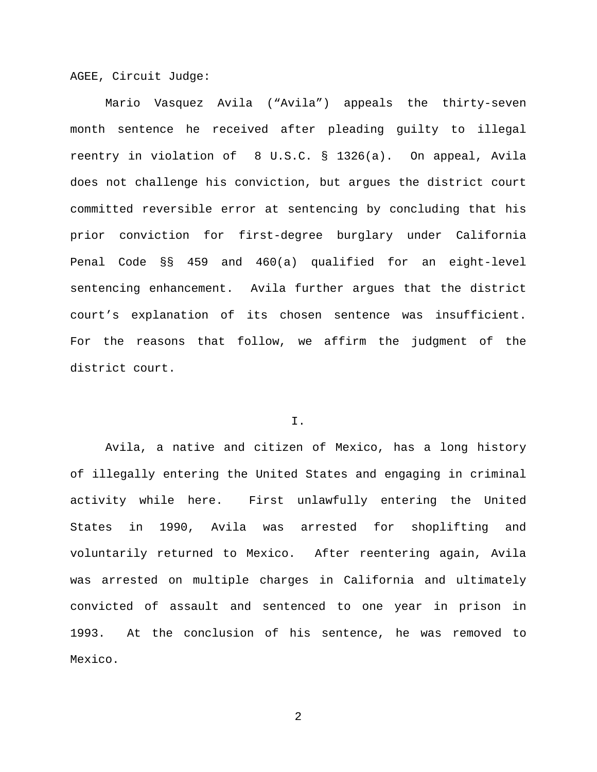AGEE, Circuit Judge:

Mario Vasquez Avila ("Avila") appeals the thirty-seven month sentence he received after pleading guilty to illegal reentry in violation of 8 U.S.C. § 1326(a). On appeal, Avila does not challenge his conviction, but argues the district court committed reversible error at sentencing by concluding that his prior conviction for first-degree burglary under California Penal Code §§ 459 and 460(a) qualified for an eight-level sentencing enhancement. Avila further argues that the district court's explanation of its chosen sentence was insufficient. For the reasons that follow, we affirm the judgment of the district court.

## I.

Avila, a native and citizen of Mexico, has a long history of illegally entering the United States and engaging in criminal activity while here. First unlawfully entering the United States in 1990, Avila was arrested for shoplifting and voluntarily returned to Mexico. After reentering again, Avila was arrested on multiple charges in California and ultimately convicted of assault and sentenced to one year in prison in 1993. At the conclusion of his sentence, he was removed to Mexico.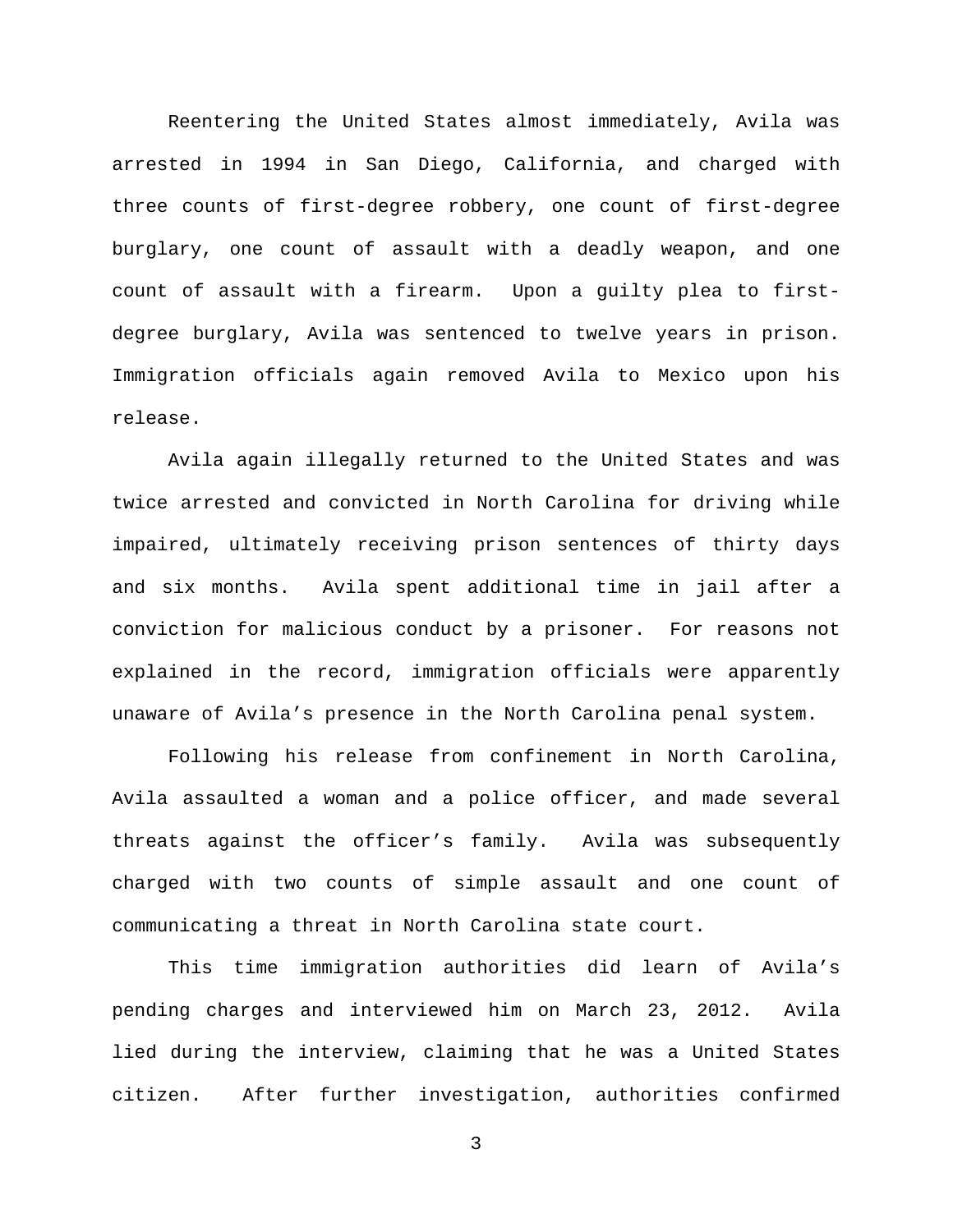Reentering the United States almost immediately, Avila was arrested in 1994 in San Diego, California, and charged with three counts of first-degree robbery, one count of first-degree burglary, one count of assault with a deadly weapon, and one count of assault with a firearm. Upon a guilty plea to first-degree burglary, Avila was sentenced to twelve years in prison. Immigration officials again removed Avila to Mexico upon his release.

Avila again illegally returned to the United States and was twice arrested and convicted in North Carolina for driving while impaired, ultimately receiving prison sentences of thirty days and six months. Avila spent additional time in jail after a conviction for malicious conduct by a prisoner. For reasons not explained in the record, immigration officials were apparently unaware of Avila's presence in the North Carolina penal system.

Following his release from confinement in North Carolina, Avila assaulted a woman and a police officer, and made several threats against the officer's family. Avila was subsequently charged with two counts of simple assault and one count of communicating a threat in North Carolina state court.

This time immigration authorities did learn of Avila's pending charges and interviewed him on March 23, 2012. Avila lied during the interview, claiming that he was a United States citizen. After further investigation, authorities confirmed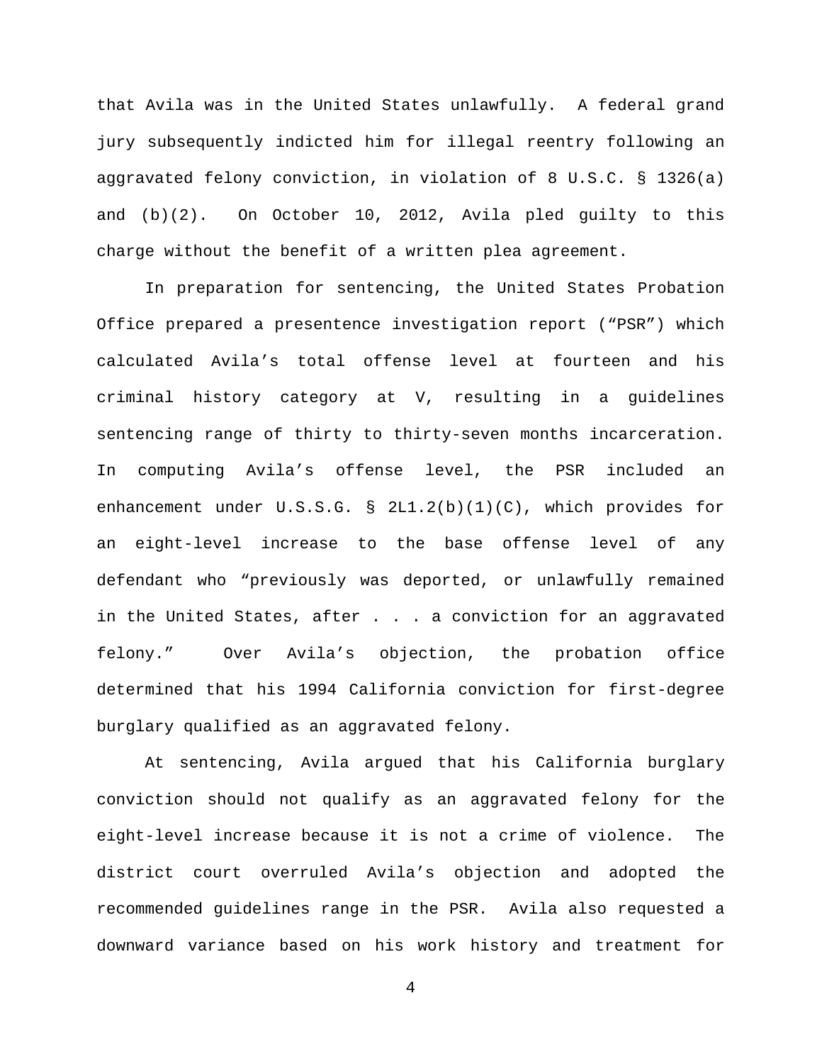that Avila was in the United States unlawfully. A federal grand jury subsequently indicted him for illegal reentry following an aggravated felony conviction, in violation of 8 U.S.C. § 1326(a) and (b)(2). On October 10, 2012, Avila pled guilty to this charge without the benefit of a written plea agreement.

In preparation for sentencing, the United States Probation Office prepared a presentence investigation report ("PSR") which calculated Avila's total offense level at fourteen and his criminal history category at V, resulting in a guidelines sentencing range of thirty to thirty-seven months incarceration. In computing Avila's offense level, the PSR included an enhancement under U.S.S.G. § 2L1.2(b)(1)(C), which provides for an eight-level increase to the base offense level of any defendant who "previously was deported, or unlawfully remained in the United States, after . . . a conviction for an aggravated felony." Over Avila's objection, the probation office determined that his 1994 California conviction for first-degree burglary qualified as an aggravated felony.

At sentencing, Avila argued that his California burglary conviction should not qualify as an aggravated felony for the eight-level increase because it is not a crime of violence. The district court overruled Avila's objection and adopted the recommended guidelines range in the PSR. Avila also requested a downward variance based on his work history and treatment for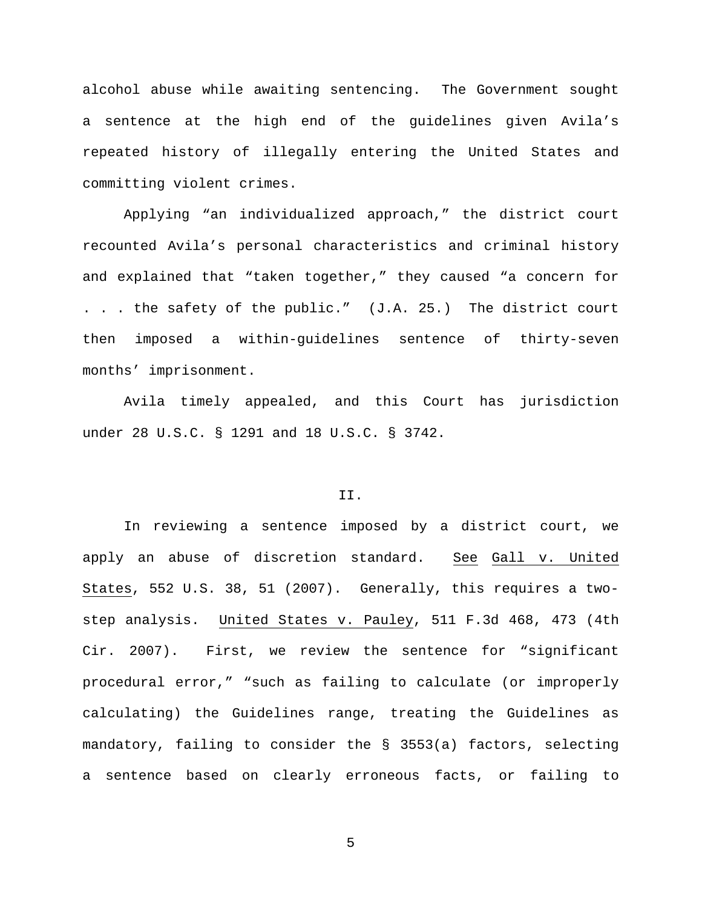alcohol abuse while awaiting sentencing. The Government sought a sentence at the high end of the guidelines given Avila's repeated history of illegally entering the United States and committing violent crimes.

Applying "an individualized approach," the district court recounted Avila's personal characteristics and criminal history and explained that "taken together," they caused "a concern for . . . the safety of the public." (J.A. 25.) The district court then imposed a within-guidelines sentence of thirty-seven months' imprisonment.

Avila timely appealed, and this Court has jurisdiction under 28 U.S.C. § 1291 and 18 U.S.C. § 3742.

## II.

In reviewing a sentence imposed by a district court, we apply an abuse of discretion standard. See Gall v. United States, 552 U.S. 38, 51 (2007). Generally, this requires a two-step analysis. United States v. Pauley, 511 F.3d 468, 473 (4th Cir. 2007). First, we review the sentence for "significant procedural error," "such as failing to calculate (or improperly calculating) the Guidelines range, treating the Guidelines as mandatory, failing to consider the § 3553(a) factors, selecting a sentence based on clearly erroneous facts, or failing to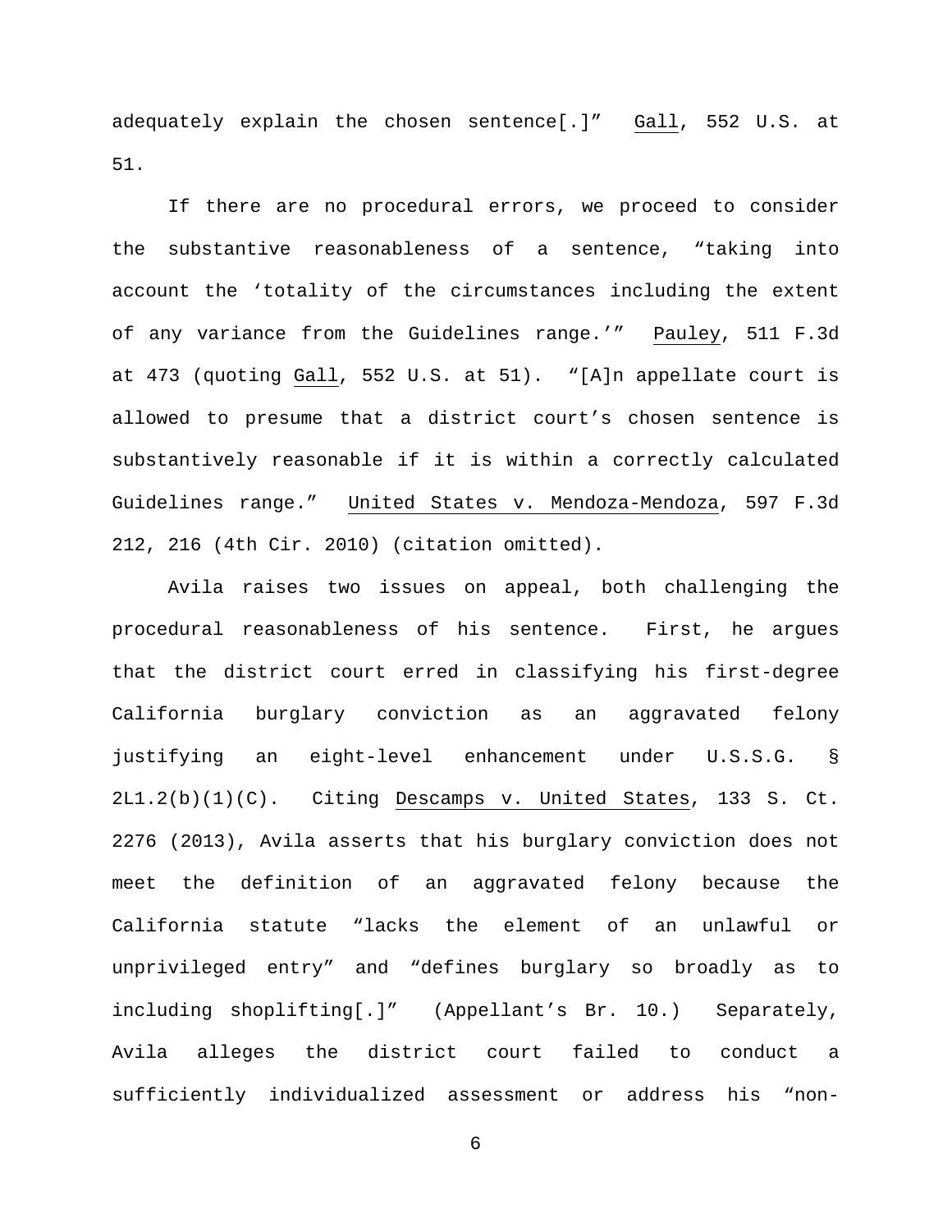adequately explain the chosen sentence[.]" Gall, 552 U.S. at 51.

If there are no procedural errors, we proceed to consider the substantive reasonableness of a sentence, "taking into account the 'totality of the circumstances including the extent of any variance from the Guidelines range.'" Pauley, 511 F.3d at 473 (quoting Gall, 552 U.S. at 51). "[A]n appellate court is allowed to presume that a district court's chosen sentence is substantively reasonable if it is within a correctly calculated Guidelines range." United States v. Mendoza-Mendoza, 597 F.3d 212, 216 (4th Cir. 2010) (citation omitted).

Avila raises two issues on appeal, both challenging the procedural reasonableness of his sentence. First, he argues that the district court erred in classifying his first-degree California burglary conviction as an aggravated felony justifying an eight-level enhancement under U.S.S.G. § 2L1.2(b)(1)(C). Citing Descamps v. United States, 133 S. Ct. 2276 (2013), Avila asserts that his burglary conviction does not meet the definition of an aggravated felony because the California statute "lacks the element of an unlawful or unprivileged entry" and "defines burglary so broadly as to including shoplifting[.]" (Appellant's Br. 10.) Separately, Avila alleges the district court failed to conduct a sufficiently individualized assessment or address his "non-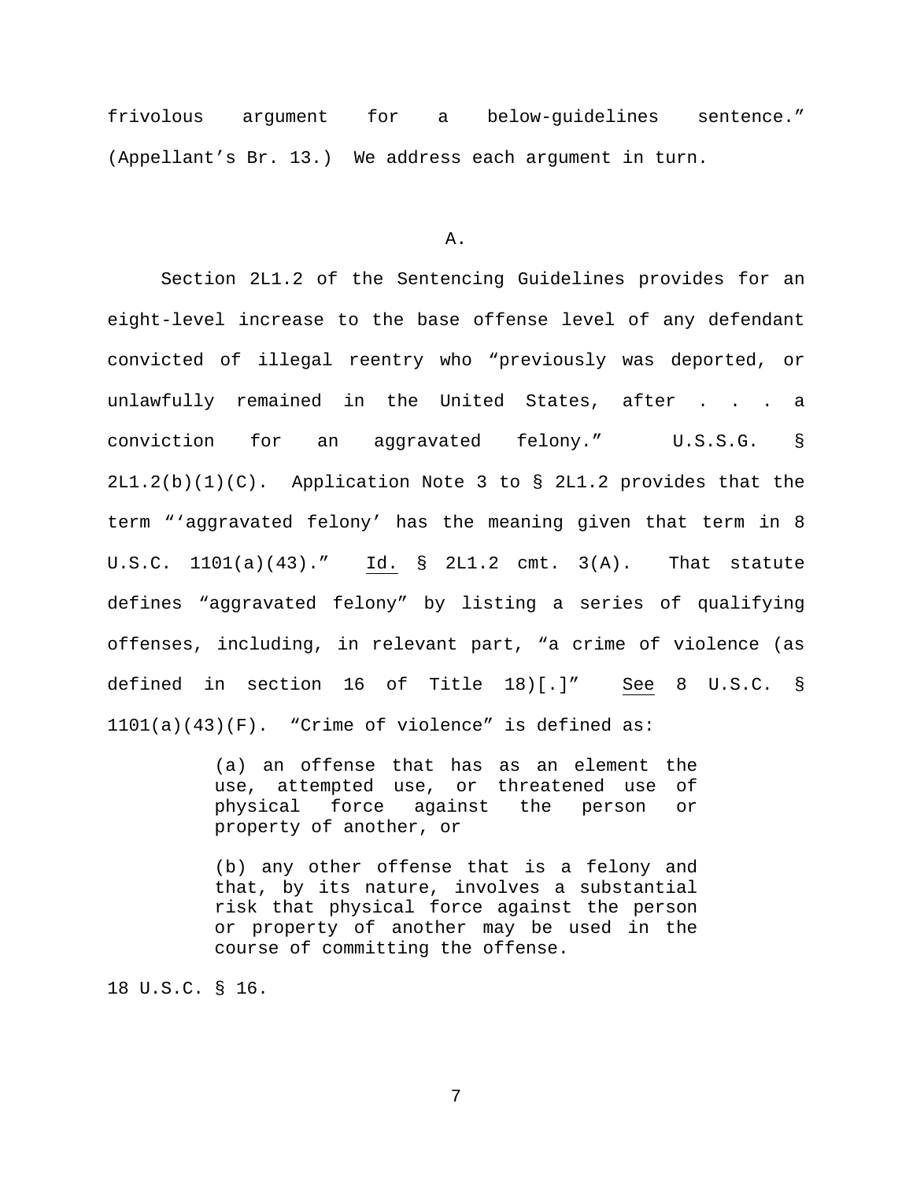frivolous argument for a below-guidelines sentence." (Appellant's Br. 13.) We address each argument in turn.

A.

Section 2L1.2 of the Sentencing Guidelines provides for an eight-level increase to the base offense level of any defendant convicted of illegal reentry who "previously was deported, or unlawfully remained in the United States, after . . . a conviction for an aggravated felony." U.S.S.G. § 2L1.2(b)(1)(C). Application Note 3 to § 2L1.2 provides that the term "'aggravated felony' has the meaning given that term in 8 U.S.C. 1101(a)(43)." Id. § 2L1.2 cmt. 3(A). That statute defines "aggravated felony" by listing a series of qualifying offenses, including, in relevant part, "a crime of violence (as defined in section 16 of Title 18)[.]" See 8 U.S.C. § 1101(a)(43)(F). "Crime of violence" is defined as:

> (a) an offense that has as an element the use, attempted use, or threatened use of physical force against the person or property of another, or
>
> (b) any other offense that is a felony and that, by its nature, involves a substantial risk that physical force against the person or property of another may be used in the course of committing the offense.

18 U.S.C. § 16.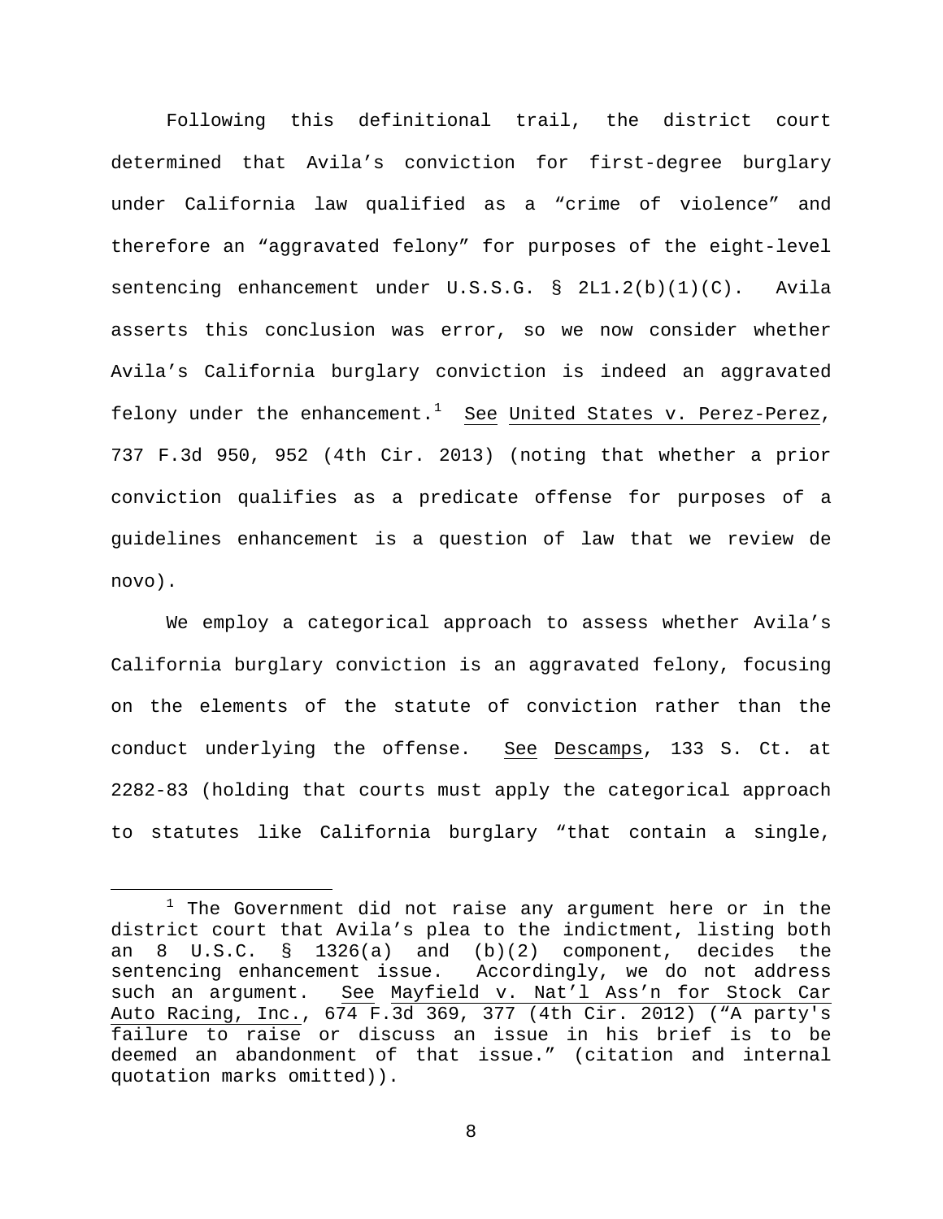Following this definitional trail, the district court determined that Avila's conviction for first-degree burglary under California law qualified as a "crime of violence" and therefore an "aggravated felony" for purposes of the eight-level sentencing enhancement under U.S.S.G. § 2L1.2(b)(1)(C). Avila asserts this conclusion was error, so we now consider whether Avila's California burglary conviction is indeed an aggravated felony under the enhancement.[1] See United States v. Perez-Perez, 737 F.3d 950, 952 (4th Cir. 2013) (noting that whether a prior conviction qualifies as a predicate offense for purposes of a guidelines enhancement is a question of law that we review de novo).

We employ a categorical approach to assess whether Avila's California burglary conviction is an aggravated felony, focusing on the elements of the statute of conviction rather than the conduct underlying the offense. See Descamps, 133 S. Ct. at 2282-83 (holding that courts must apply the categorical approach to statutes like California burglary "that contain a single,

---

[1] The Government did not raise any argument here or in the district court that Avila's plea to the indictment, listing both an 8 U.S.C. § 1326(a) and (b)(2) component, decides the sentencing enhancement issue. Accordingly, we do not address such an argument. See Mayfield v. Nat'l Ass'n for Stock Car Auto Racing, Inc., 674 F.3d 369, 377 (4th Cir. 2012) ("A party's failure to raise or discuss an issue in his brief is to be deemed an abandonment of that issue." (citation and internal quotation marks omitted)).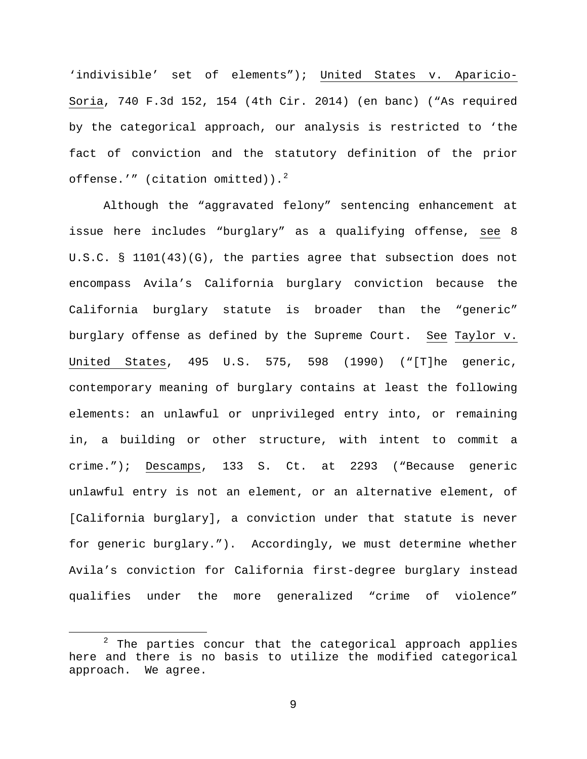‘indivisible’ set of elements”); United States v. Aparicio-Soria, 740 F.3d 152, 154 (4th Cir. 2014) (en banc) (“As required by the categorical approach, our analysis is restricted to ‘the fact of conviction and the statutory definition of the prior offense.’” (citation omitted)).[2]

Although the “aggravated felony” sentencing enhancement at issue here includes “burglary” as a qualifying offense, see 8 U.S.C. § 1101(43)(G), the parties agree that subsection does not encompass Avila’s California burglary conviction because the California burglary statute is broader than the “generic” burglary offense as defined by the Supreme Court. See Taylor v. United States, 495 U.S. 575, 598 (1990) (“[T]he generic, contemporary meaning of burglary contains at least the following elements: an unlawful or unprivileged entry into, or remaining in, a building or other structure, with intent to commit a crime.”); Descamps, 133 S. Ct. at 2293 (“Because generic unlawful entry is not an element, or an alternative element, of [California burglary], a conviction under that statute is never for generic burglary.”). Accordingly, we must determine whether Avila’s conviction for California first-degree burglary instead qualifies under the more generalized “crime of violence”

---

[2] The parties concur that the categorical approach applies here and there is no basis to utilize the modified categorical approach. We agree.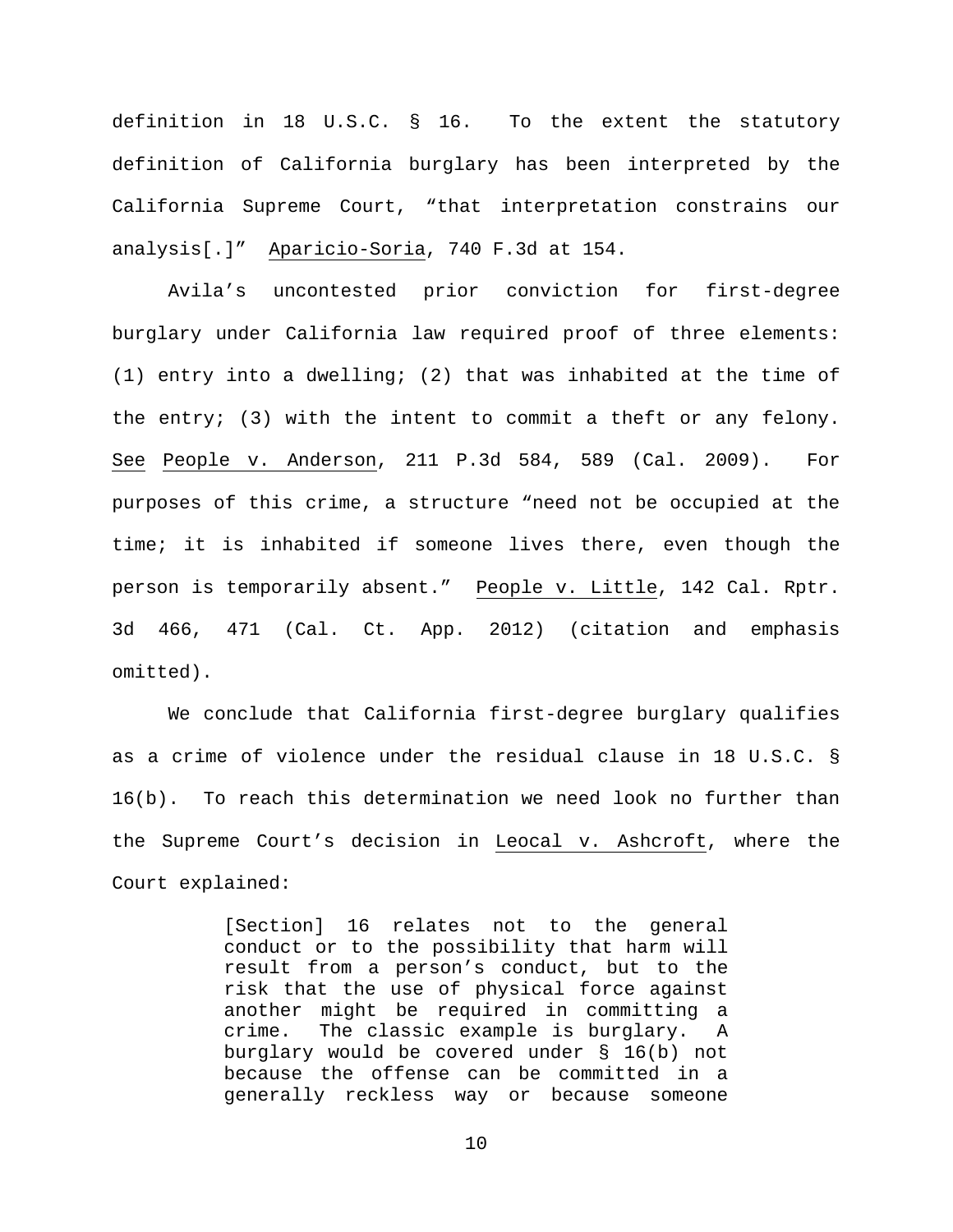definition in 18 U.S.C. § 16. To the extent the statutory definition of California burglary has been interpreted by the California Supreme Court, "that interpretation constrains our analysis[.]" Aparicio-Soria, 740 F.3d at 154.

Avila's uncontested prior conviction for first-degree burglary under California law required proof of three elements: (1) entry into a dwelling; (2) that was inhabited at the time of the entry; (3) with the intent to commit a theft or any felony. See People v. Anderson, 211 P.3d 584, 589 (Cal. 2009). For purposes of this crime, a structure "need not be occupied at the time; it is inhabited if someone lives there, even though the person is temporarily absent." People v. Little, 142 Cal. Rptr. 3d 466, 471 (Cal. Ct. App. 2012) (citation and emphasis omitted).

We conclude that California first-degree burglary qualifies as a crime of violence under the residual clause in 18 U.S.C. § 16(b). To reach this determination we need look no further than the Supreme Court's decision in Leocal v. Ashcroft, where the Court explained:

> [Section] 16 relates not to the general conduct or to the possibility that harm will result from a person's conduct, but to the risk that the use of physical force against another might be required in committing a crime. The classic example is burglary. A burglary would be covered under § 16(b) not because the offense can be committed in a generally reckless way or because someone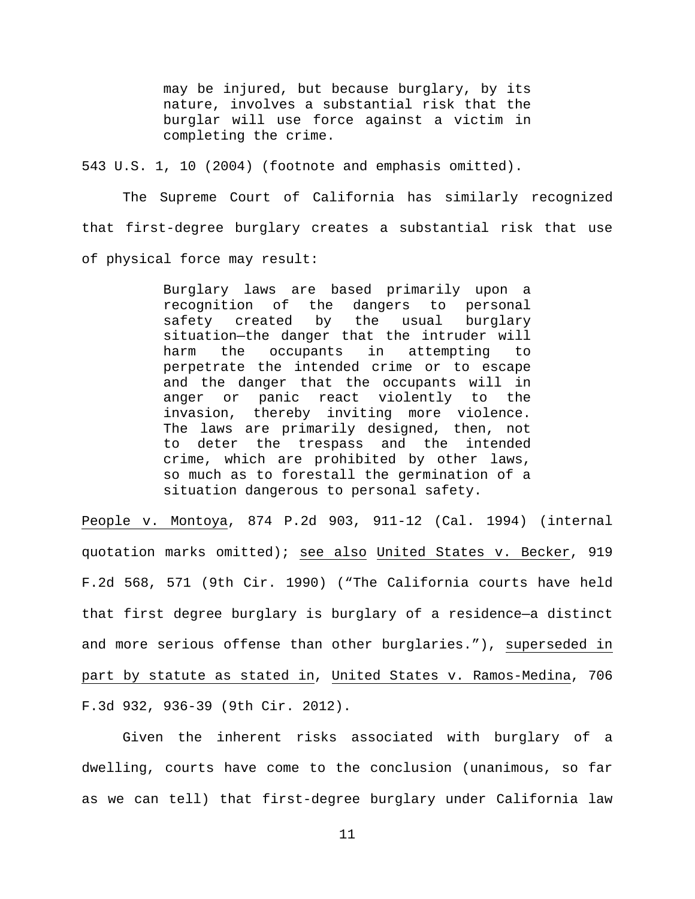> may be injured, but because burglary, by its nature, involves a substantial risk that the burglar will use force against a victim in completing the crime.

543 U.S. 1, 10 (2004) (footnote and emphasis omitted).

The Supreme Court of California has similarly recognized that first-degree burglary creates a substantial risk that use of physical force may result:

> Burglary laws are based primarily upon a recognition of the dangers to personal safety created by the usual burglary situation—the danger that the intruder will harm the occupants in attempting to perpetrate the intended crime or to escape and the danger that the occupants will in anger or panic react violently to the invasion, thereby inviting more violence. The laws are primarily designed, then, not to deter the trespass and the intended crime, which are prohibited by other laws, so much as to forestall the germination of a situation dangerous to personal safety.

People v. Montoya, 874 P.2d 903, 911-12 (Cal. 1994) (internal quotation marks omitted); see also United States v. Becker, 919 F.2d 568, 571 (9th Cir. 1990) ("The California courts have held that first degree burglary is burglary of a residence—a distinct and more serious offense than other burglaries."), superseded in part by statute as stated in, United States v. Ramos-Medina, 706 F.3d 932, 936-39 (9th Cir. 2012).

Given the inherent risks associated with burglary of a dwelling, courts have come to the conclusion (unanimous, so far as we can tell) that first-degree burglary under California law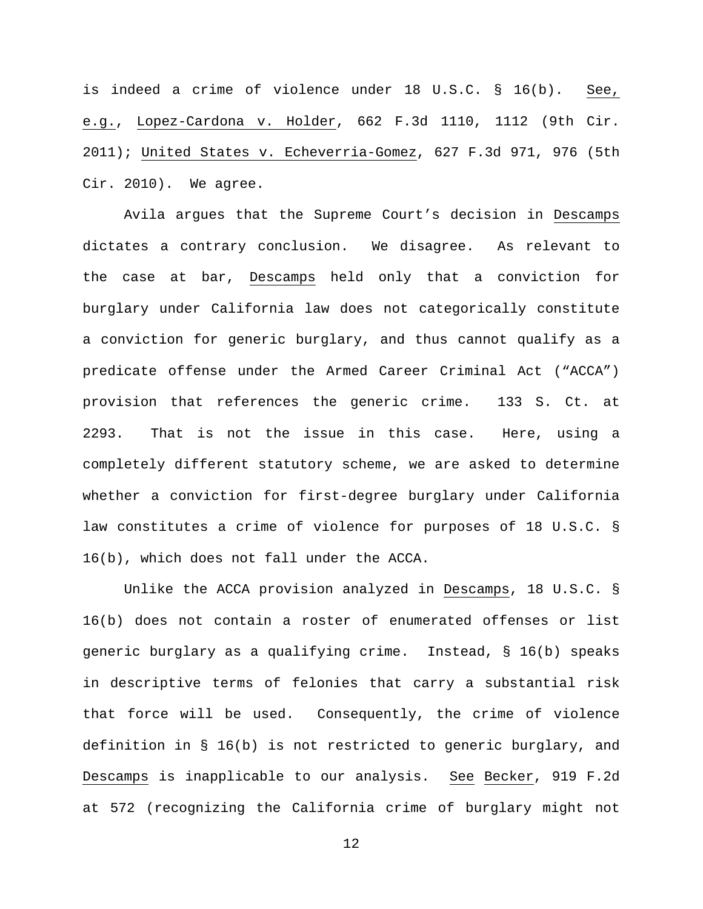is indeed a crime of violence under 18 U.S.C. § 16(b). See, e.g., Lopez-Cardona v. Holder, 662 F.3d 1110, 1112 (9th Cir. 2011); United States v. Echeverria-Gomez, 627 F.3d 971, 976 (5th Cir. 2010). We agree.

Avila argues that the Supreme Court's decision in Descamps dictates a contrary conclusion. We disagree. As relevant to the case at bar, Descamps held only that a conviction for burglary under California law does not categorically constitute a conviction for generic burglary, and thus cannot qualify as a predicate offense under the Armed Career Criminal Act ("ACCA") provision that references the generic crime. 133 S. Ct. at 2293. That is not the issue in this case. Here, using a completely different statutory scheme, we are asked to determine whether a conviction for first-degree burglary under California law constitutes a crime of violence for purposes of 18 U.S.C. § 16(b), which does not fall under the ACCA.

Unlike the ACCA provision analyzed in Descamps, 18 U.S.C. § 16(b) does not contain a roster of enumerated offenses or list generic burglary as a qualifying crime. Instead, § 16(b) speaks in descriptive terms of felonies that carry a substantial risk that force will be used. Consequently, the crime of violence definition in § 16(b) is not restricted to generic burglary, and Descamps is inapplicable to our analysis. See Becker, 919 F.2d at 572 (recognizing the California crime of burglary might not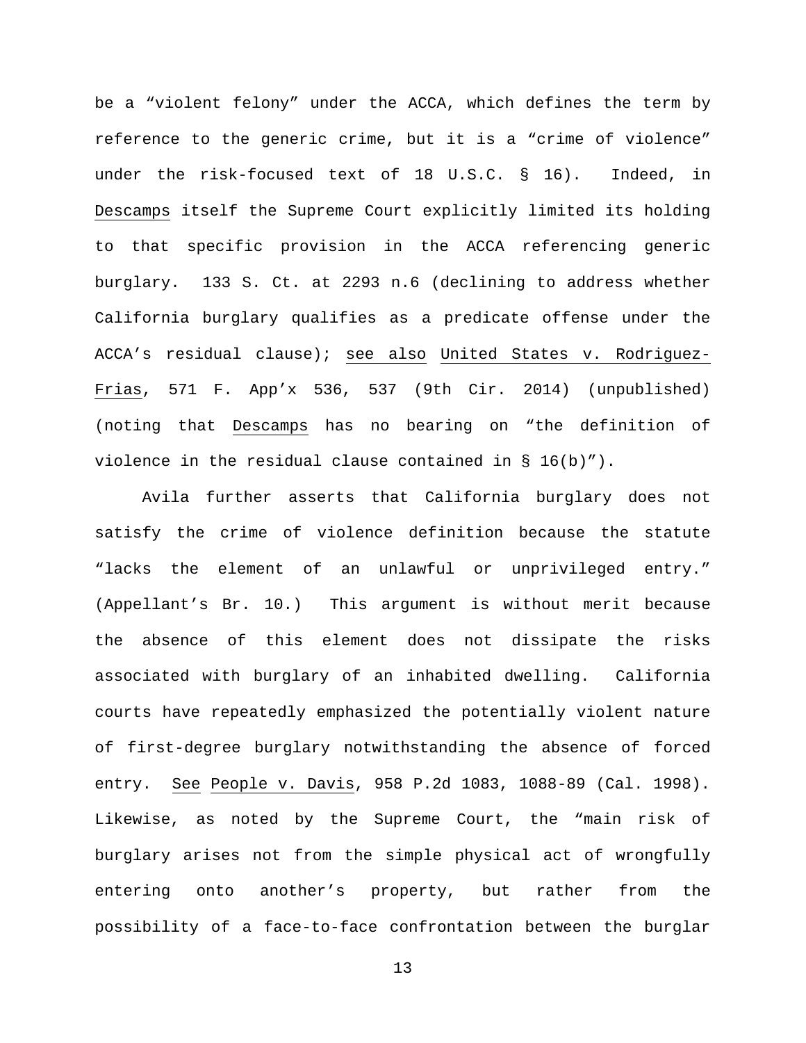be a "violent felony" under the ACCA, which defines the term by reference to the generic crime, but it is a "crime of violence" under the risk-focused text of 18 U.S.C. § 16). Indeed, in Descamps itself the Supreme Court explicitly limited its holding to that specific provision in the ACCA referencing generic burglary. 133 S. Ct. at 2293 n.6 (declining to address whether California burglary qualifies as a predicate offense under the ACCA's residual clause); see also United States v. Rodriguez-Frias, 571 F. App'x 536, 537 (9th Cir. 2014) (unpublished) (noting that Descamps has no bearing on "the definition of violence in the residual clause contained in § 16(b)").

Avila further asserts that California burglary does not satisfy the crime of violence definition because the statute "lacks the element of an unlawful or unprivileged entry." (Appellant's Br. 10.) This argument is without merit because the absence of this element does not dissipate the risks associated with burglary of an inhabited dwelling. California courts have repeatedly emphasized the potentially violent nature of first-degree burglary notwithstanding the absence of forced entry. See People v. Davis, 958 P.2d 1083, 1088-89 (Cal. 1998). Likewise, as noted by the Supreme Court, the "main risk of burglary arises not from the simple physical act of wrongfully entering onto another's property, but rather from the possibility of a face-to-face confrontation between the burglar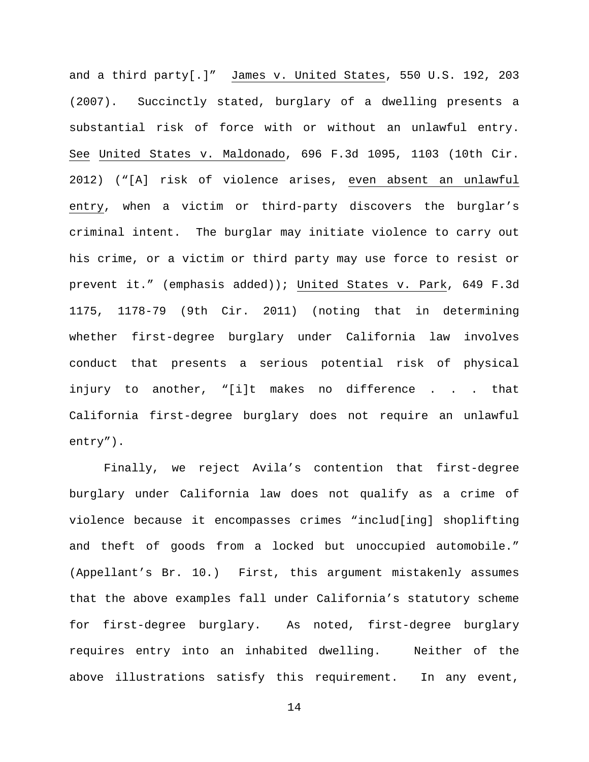and a third party[.]" James v. United States, 550 U.S. 192, 203 (2007). Succinctly stated, burglary of a dwelling presents a substantial risk of force with or without an unlawful entry. See United States v. Maldonado, 696 F.3d 1095, 1103 (10th Cir. 2012) ("[A] risk of violence arises, even absent an unlawful entry, when a victim or third-party discovers the burglar's criminal intent. The burglar may initiate violence to carry out his crime, or a victim or third party may use force to resist or prevent it." (emphasis added)); United States v. Park, 649 F.3d 1175, 1178-79 (9th Cir. 2011) (noting that in determining whether first-degree burglary under California law involves conduct that presents a serious potential risk of physical injury to another, "[i]t makes no difference . . . that California first-degree burglary does not require an unlawful entry").

Finally, we reject Avila's contention that first-degree burglary under California law does not qualify as a crime of violence because it encompasses crimes "includ[ing] shoplifting and theft of goods from a locked but unoccupied automobile." (Appellant's Br. 10.) First, this argument mistakenly assumes that the above examples fall under California's statutory scheme for first-degree burglary. As noted, first-degree burglary requires entry into an inhabited dwelling. Neither of the above illustrations satisfy this requirement. In any event,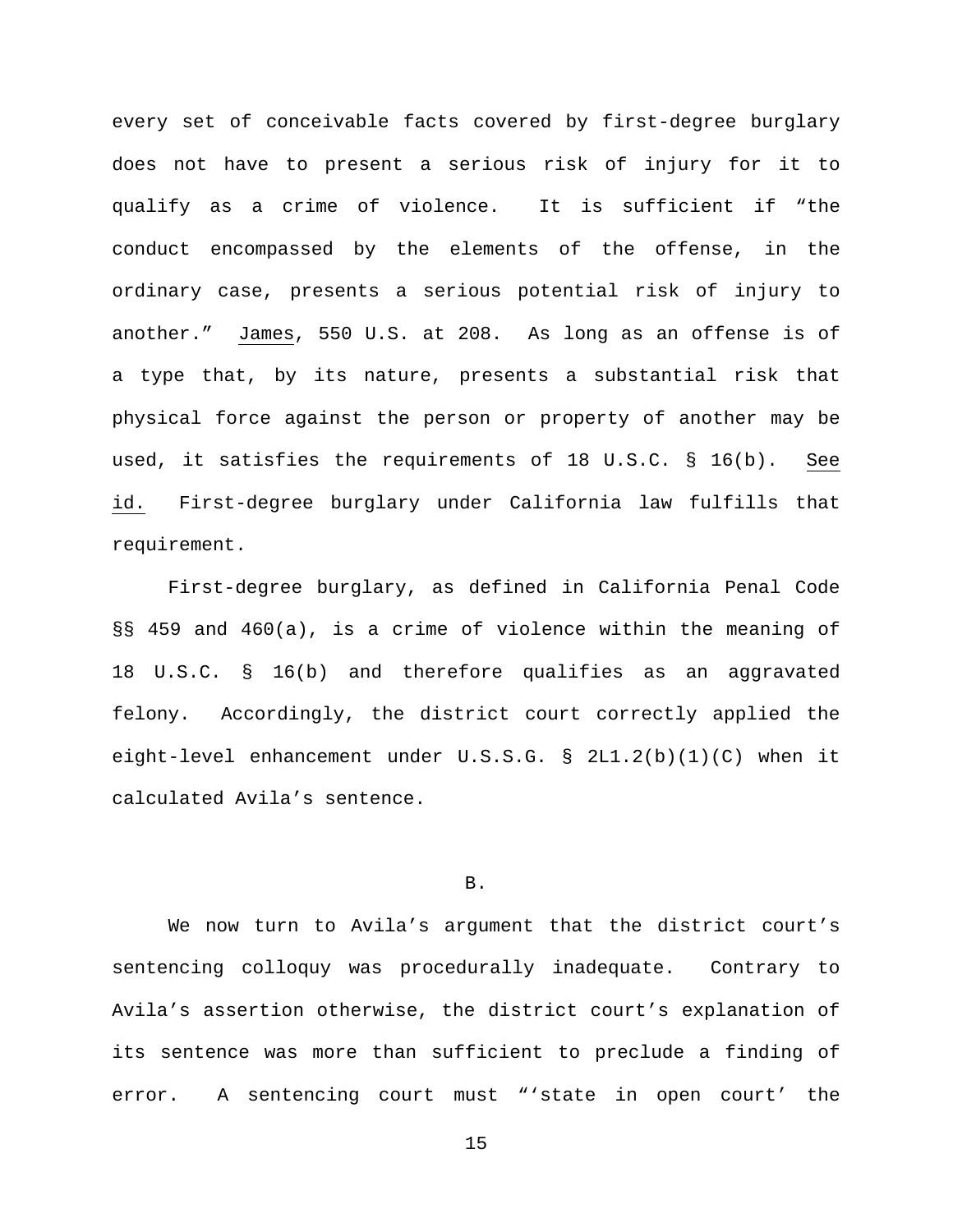every set of conceivable facts covered by first-degree burglary does not have to present a serious risk of injury for it to qualify as a crime of violence. It is sufficient if "the conduct encompassed by the elements of the offense, in the ordinary case, presents a serious potential risk of injury to another." James, 550 U.S. at 208. As long as an offense is of a type that, by its nature, presents a substantial risk that physical force against the person or property of another may be used, it satisfies the requirements of 18 U.S.C. § 16(b). See id. First-degree burglary under California law fulfills that requirement.

First-degree burglary, as defined in California Penal Code §§ 459 and 460(a), is a crime of violence within the meaning of 18 U.S.C. § 16(b) and therefore qualifies as an aggravated felony. Accordingly, the district court correctly applied the eight-level enhancement under U.S.S.G. § 2L1.2(b)(1)(C) when it calculated Avila's sentence.

B.

We now turn to Avila's argument that the district court's sentencing colloquy was procedurally inadequate. Contrary to Avila's assertion otherwise, the district court's explanation of its sentence was more than sufficient to preclude a finding of error. A sentencing court must "'state in open court' the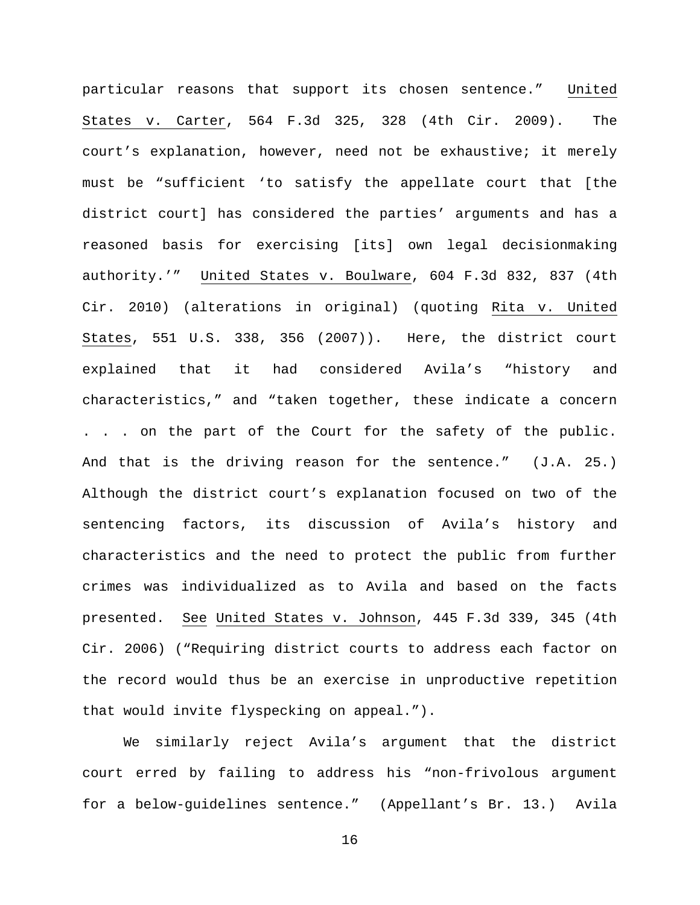particular reasons that support its chosen sentence." United States v. Carter, 564 F.3d 325, 328 (4th Cir. 2009). The court's explanation, however, need not be exhaustive; it merely must be "sufficient 'to satisfy the appellate court that [the district court] has considered the parties' arguments and has a reasoned basis for exercising [its] own legal decisionmaking authority.'" United States v. Boulware, 604 F.3d 832, 837 (4th Cir. 2010) (alterations in original) (quoting Rita v. United States, 551 U.S. 338, 356 (2007)). Here, the district court explained that it had considered Avila's "history and characteristics," and "taken together, these indicate a concern . . . on the part of the Court for the safety of the public. And that is the driving reason for the sentence." (J.A. 25.) Although the district court's explanation focused on two of the sentencing factors, its discussion of Avila's history and characteristics and the need to protect the public from further crimes was individualized as to Avila and based on the facts presented. See United States v. Johnson, 445 F.3d 339, 345 (4th Cir. 2006) ("Requiring district courts to address each factor on the record would thus be an exercise in unproductive repetition that would invite flyspecking on appeal.").

We similarly reject Avila's argument that the district court erred by failing to address his "non-frivolous argument for a below-guidelines sentence." (Appellant's Br. 13.) Avila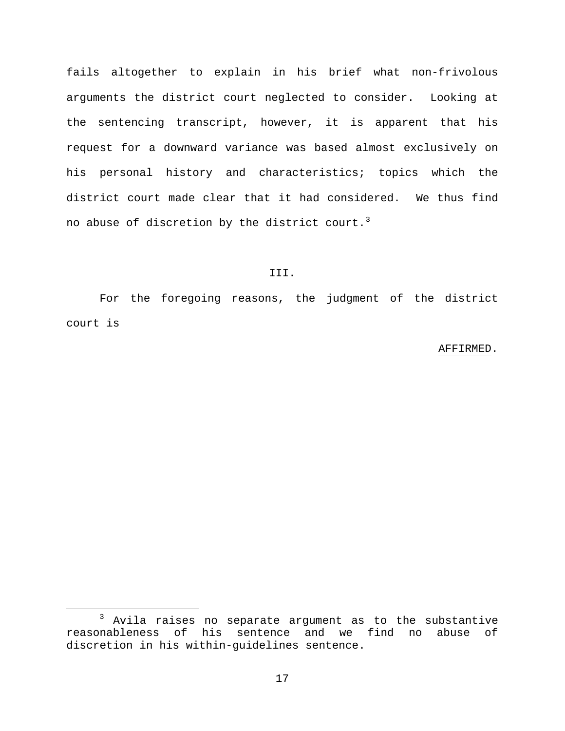fails altogether to explain in his brief what non-frivolous arguments the district court neglected to consider. Looking at the sentencing transcript, however, it is apparent that his request for a downward variance was based almost exclusively on his personal history and characteristics; topics which the district court made clear that it had considered. We thus find no abuse of discretion by the district court.[3]

## III.

For the foregoing reasons, the judgment of the district court is

AFFIRMED.

---

[3] Avila raises no separate argument as to the substantive reasonableness of his sentence and we find no abuse of discretion in his within-guidelines sentence.